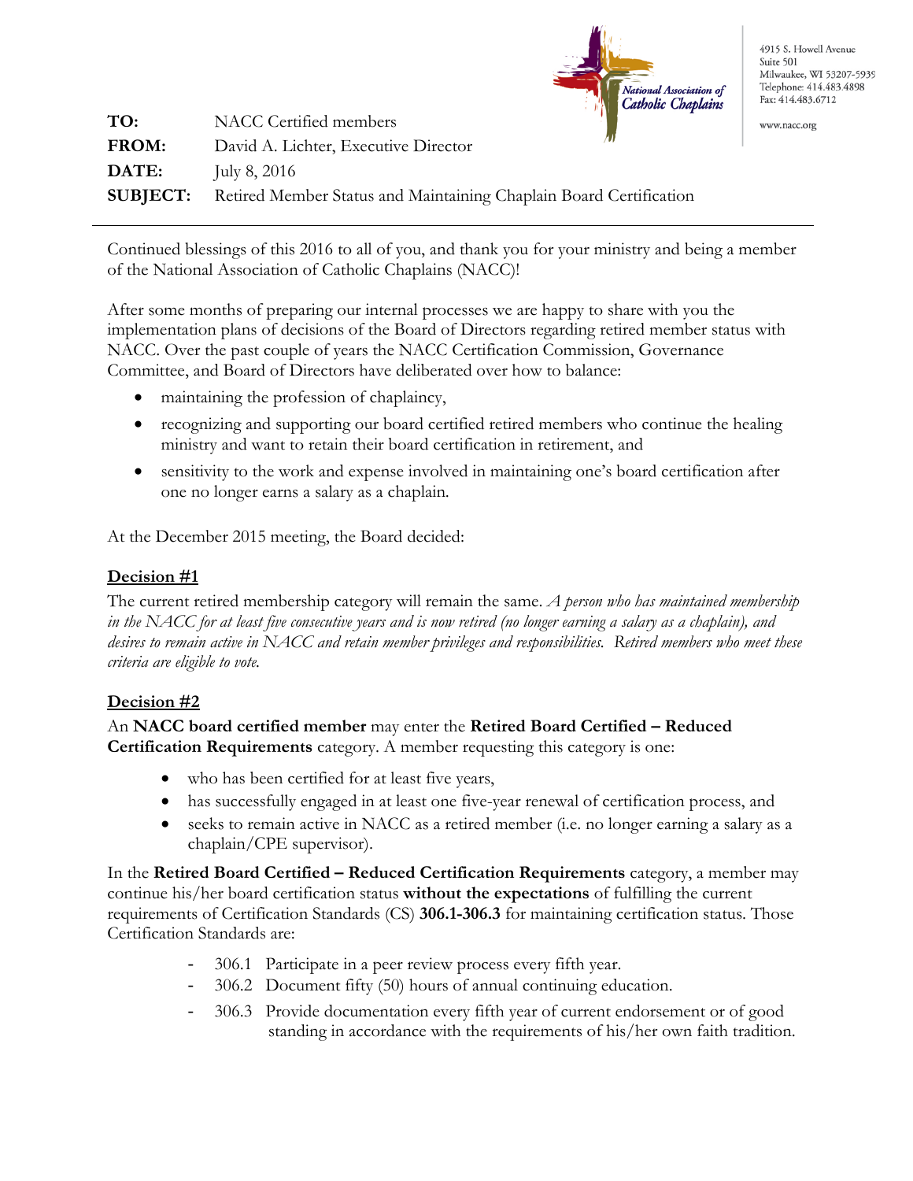National Association of Catholic Chaplains

4915 S. Howell Avenue
Suite 501
Milwaukee, WI 53207-5939
Telephone: 414.483.4898
Fax: 414.483.6712

www.nacc.org

**TO:** NACC Certified members
**FROM:** David A. Lichter, Executive Director
**DATE:** July 8, 2016
**SUBJECT:** Retired Member Status and Maintaining Chaplain Board Certification

---

Continued blessings of this 2016 to all of you, and thank you for your ministry and being a member of the National Association of Catholic Chaplains (NACC)!

After some months of preparing our internal processes we are happy to share with you the implementation plans of decisions of the Board of Directors regarding retired member status with NACC. Over the past couple of years the NACC Certification Commission, Governance Committee, and Board of Directors have deliberated over how to balance:

- maintaining the profession of chaplaincy,
- recognizing and supporting our board certified retired members who continue the healing ministry and want to retain their board certification in retirement, and
- sensitivity to the work and expense involved in maintaining one's board certification after one no longer earns a salary as a chaplain.

At the December 2015 meeting, the Board decided:

**Decision #1**

The current retired membership category will remain the same. *A person who has maintained membership in the NACC for at least five consecutive years and is now retired (no longer earning a salary as a chaplain), and desires to remain active in NACC and retain member privileges and responsibilities. Retired members who meet these criteria are eligible to vote.*

**Decision #2**

An **NACC board certified member** may enter the **Retired Board Certified – Reduced Certification Requirements** category. A member requesting this category is one:

- who has been certified for at least five years,
- has successfully engaged in at least one five-year renewal of certification process, and
- seeks to remain active in NACC as a retired member (i.e. no longer earning a salary as a chaplain/CPE supervisor).

In the **Retired Board Certified – Reduced Certification Requirements** category, a member may continue his/her board certification status **without the expectations** of fulfilling the current requirements of Certification Standards (CS) **306.1-306.3** for maintaining certification status. Those Certification Standards are:

- 306.1 Participate in a peer review process every fifth year.
- 306.2 Document fifty (50) hours of annual continuing education.
- 306.3 Provide documentation every fifth year of current endorsement or of good standing in accordance with the requirements of his/her own faith tradition.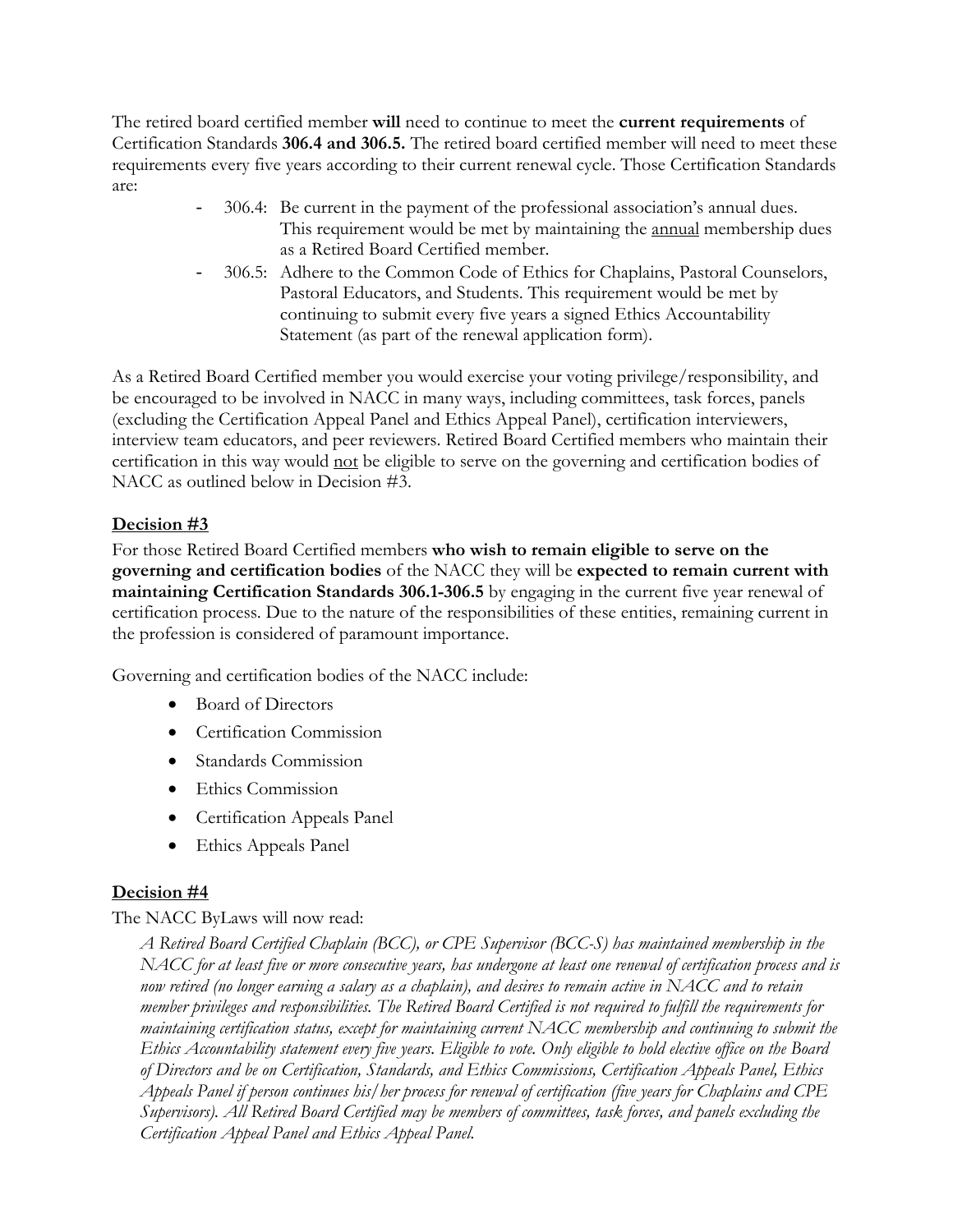The retired board certified member **will** need to continue to meet the **current requirements** of Certification Standards **306.4 and 306.5.** The retired board certified member will need to meet these requirements every five years according to their current renewal cycle. Those Certification Standards are:

- 306.4: Be current in the payment of the professional association's annual dues. This requirement would be met by maintaining the annual membership dues as a Retired Board Certified member.
- 306.5: Adhere to the Common Code of Ethics for Chaplains, Pastoral Counselors, Pastoral Educators, and Students. This requirement would be met by continuing to submit every five years a signed Ethics Accountability Statement (as part of the renewal application form).

As a Retired Board Certified member you would exercise your voting privilege/responsibility, and be encouraged to be involved in NACC in many ways, including committees, task forces, panels (excluding the Certification Appeal Panel and Ethics Appeal Panel), certification interviewers, interview team educators, and peer reviewers. Retired Board Certified members who maintain their certification in this way would not be eligible to serve on the governing and certification bodies of NACC as outlined below in Decision #3.

## Decision #3

For those Retired Board Certified members **who wish to remain eligible to serve on the governing and certification bodies** of the NACC they will be **expected to remain current with maintaining Certification Standards 306.1-306.5** by engaging in the current five year renewal of certification process. Due to the nature of the responsibilities of these entities, remaining current in the profession is considered of paramount importance.

Governing and certification bodies of the NACC include:

- Board of Directors
- Certification Commission
- Standards Commission
- Ethics Commission
- Certification Appeals Panel
- Ethics Appeals Panel

## Decision #4

The NACC ByLaws will now read:

*A Retired Board Certified Chaplain (BCC), or CPE Supervisor (BCC-S) has maintained membership in the NACC for at least five or more consecutive years, has undergone at least one renewal of certification process and is now retired (no longer earning a salary as a chaplain), and desires to remain active in NACC and to retain member privileges and responsibilities. The Retired Board Certified is not required to fulfill the requirements for maintaining certification status, except for maintaining current NACC membership and continuing to submit the Ethics Accountability statement every five years. Eligible to vote. Only eligible to hold elective office on the Board of Directors and be on Certification, Standards, and Ethics Commissions, Certification Appeals Panel, Ethics Appeals Panel if person continues his/her process for renewal of certification (five years for Chaplains and CPE Supervisors). All Retired Board Certified may be members of committees, task forces, and panels excluding the Certification Appeal Panel and Ethics Appeal Panel.*